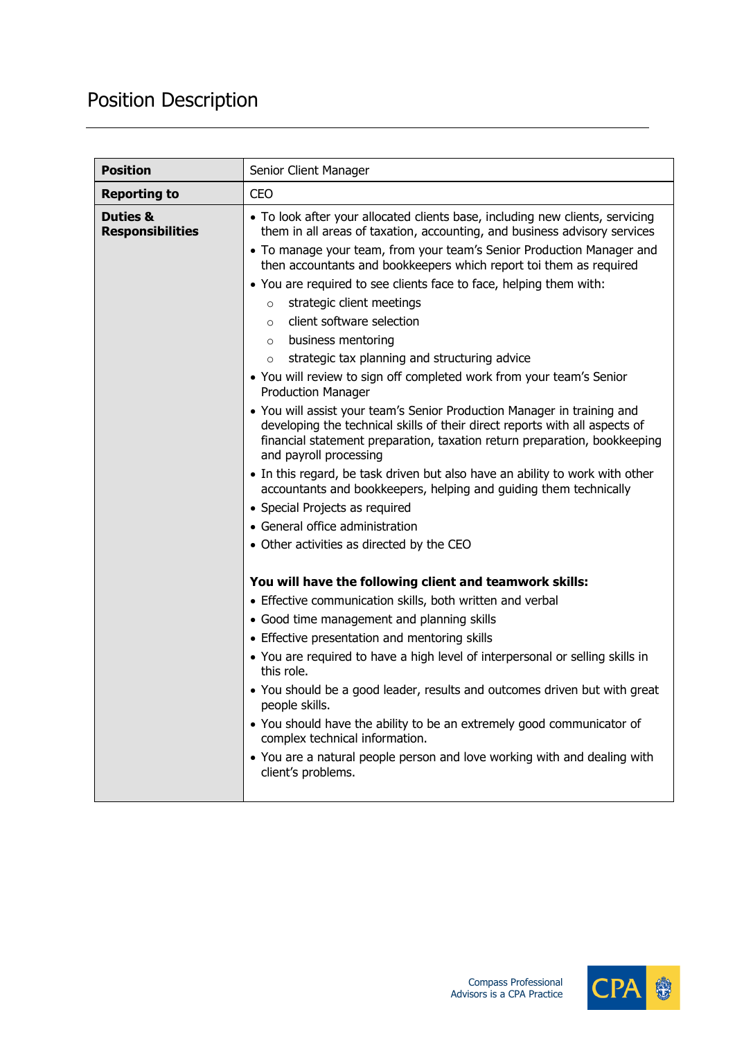# Position Description

| **Position** | Senior Client Manager |
|---|---|
| **Reporting to** | CEO |
| **Duties & Responsibilities** | • To look after your allocated clients base, including new clients, servicing them in all areas of taxation, accounting, and business advisory services<br>• To manage your team, from your team's Senior Production Manager and then accountants and bookkeepers which report toi them as required<br>• You are required to see clients face to face, helping them with:<br>&nbsp;&nbsp;&nbsp;&nbsp;○ strategic client meetings<br>&nbsp;&nbsp;&nbsp;&nbsp;○ client software selection<br>&nbsp;&nbsp;&nbsp;&nbsp;○ business mentoring<br>&nbsp;&nbsp;&nbsp;&nbsp;○ strategic tax planning and structuring advice<br>• You will review to sign off completed work from your team's Senior Production Manager<br>• You will assist your team's Senior Production Manager in training and developing the technical skills of their direct reports with all aspects of financial statement preparation, taxation return preparation, bookkeeping and payroll processing<br>• In this regard, be task driven but also have an ability to work with other accountants and bookkeepers, helping and guiding them technically<br>• Special Projects as required<br>• General office administration<br>• Other activities as directed by the CEO<br><br>**You will have the following client and teamwork skills:**<br>• Effective communication skills, both written and verbal<br>• Good time management and planning skills<br>• Effective presentation and mentoring skills<br>• You are required to have a high level of interpersonal or selling skills in this role.<br>• You should be a good leader, results and outcomes driven but with great people skills.<br>• You should have the ability to be an extremely good communicator of complex technical information.<br>• You are a natural people person and love working with and dealing with client's problems. |

Compass Professional Advisors is a CPA Practice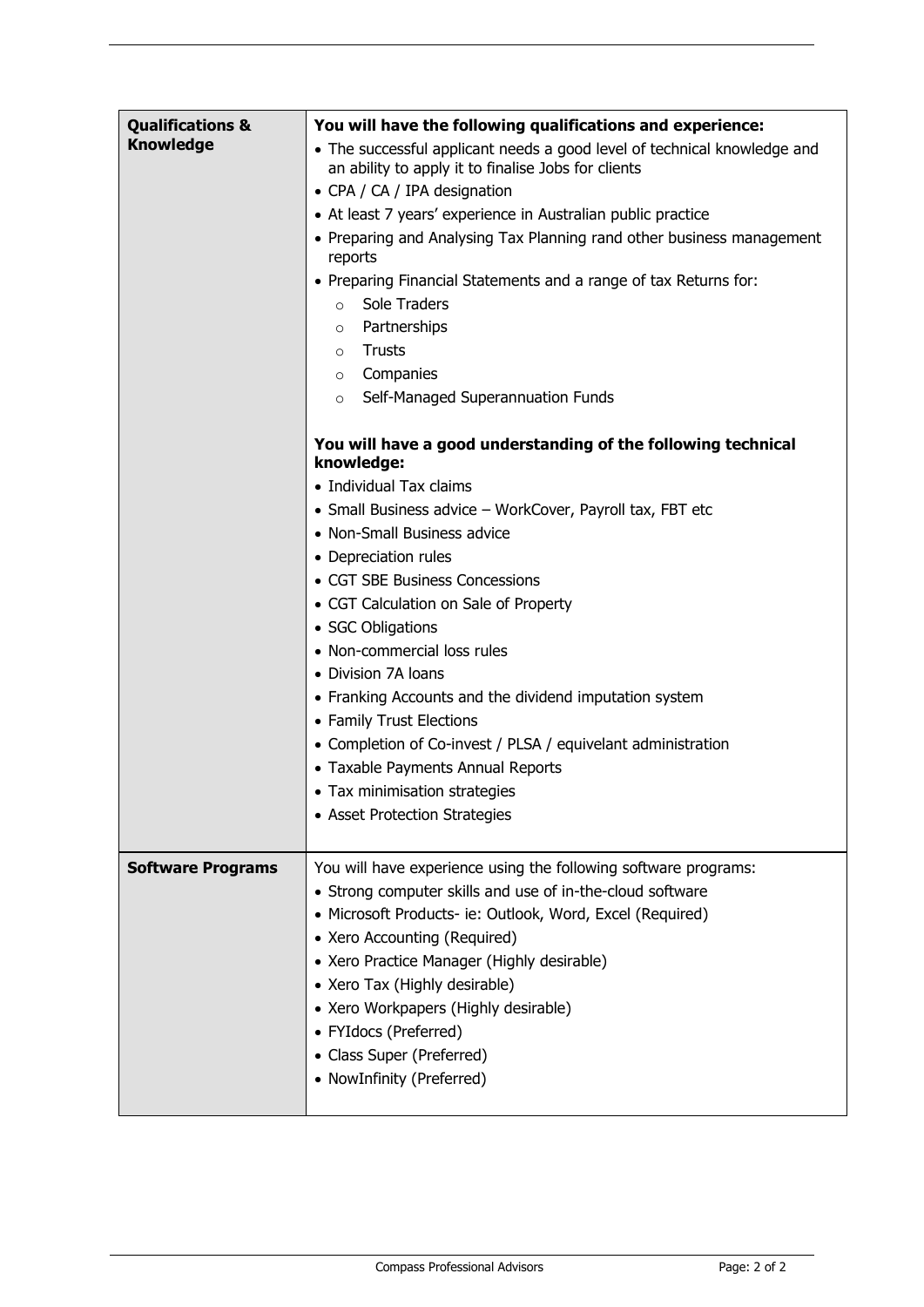| | |
|---|---|
| **Qualifications & Knowledge** | **You will have the following qualifications and experience:**<br>• The successful applicant needs a good level of technical knowledge and an ability to apply it to finalise Jobs for clients<br>• CPA / CA / IPA designation<br>• At least 7 years' experience in Australian public practice<br>• Preparing and Analysing Tax Planning rand other business management reports<br>• Preparing Financial Statements and a range of tax Returns for:<br>  ○ Sole Traders<br>  ○ Partnerships<br>  ○ Trusts<br>  ○ Companies<br>  ○ Self-Managed Superannuation Funds<br><br>**You will have a good understanding of the following technical knowledge:**<br>• Individual Tax claims<br>• Small Business advice – WorkCover, Payroll tax, FBT etc<br>• Non-Small Business advice<br>• Depreciation rules<br>• CGT SBE Business Concessions<br>• CGT Calculation on Sale of Property<br>• SGC Obligations<br>• Non-commercial loss rules<br>• Division 7A loans<br>• Franking Accounts and the dividend imputation system<br>• Family Trust Elections<br>• Completion of Co-invest / PLSA / equivelant administration<br>• Taxable Payments Annual Reports<br>• Tax minimisation strategies<br>• Asset Protection Strategies |
| **Software Programs** | You will have experience using the following software programs:<br>• Strong computer skills and use of in-the-cloud software<br>• Microsoft Products- ie: Outlook, Word, Excel (Required)<br>• Xero Accounting (Required)<br>• Xero Practice Manager (Highly desirable)<br>• Xero Tax (Highly desirable)<br>• Xero Workpapers (Highly desirable)<br>• FYIdocs (Preferred)<br>• Class Super (Preferred)<br>• NowInfinity (Preferred) |